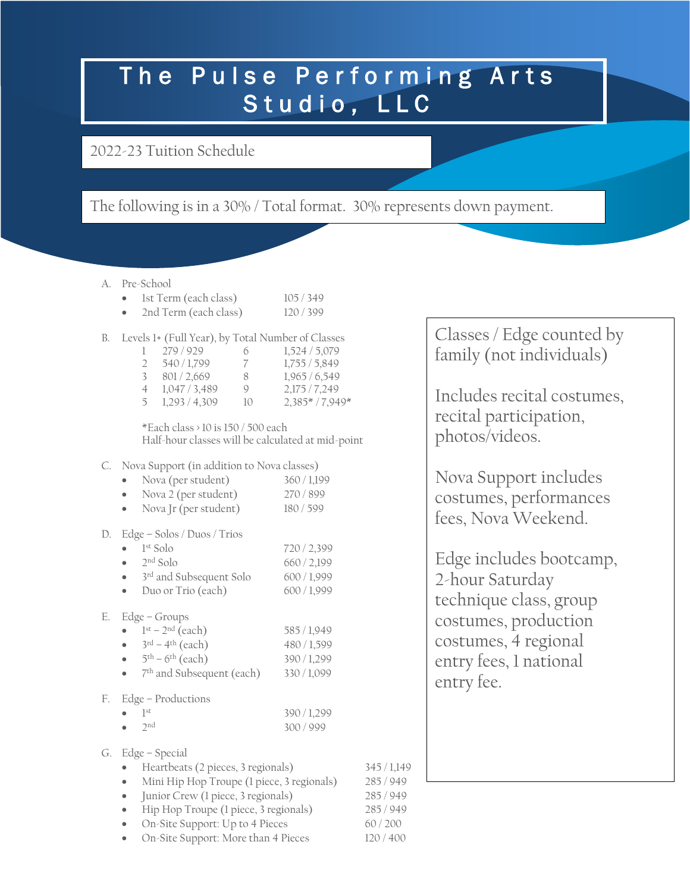# The Pulse Performing Arts Studio, LLC

2022-23 Tuition Schedule

The following is in a 30% / Total format. 30% represents down payment.

A. Pre-School
- 1st Term (each class) 105 / 349
- 2nd Term (each class) 120 / 399

B. Levels 1+ (Full Year), by Total Number of Classes

| Classes | 30% / Total | Classes | 30% / Total |
|---|---|---|---|
| 1 | 279 / 929 | 6 | 1,524 / 5,079 |
| 2 | 540 / 1,799 | 7 | 1,755 / 5,849 |
| 3 | 801 / 2,669 | 8 | 1,965 / 6,549 |
| 4 | 1,047 / 3,489 | 9 | 2,175 / 7,249 |
| 5 | 1,293 / 4,309 | 10 | 2,385* / 7,949* |

*Each class › 10 is 150 / 500 each
Half-hour classes will be calculated at mid-point

C. Nova Support (in addition to Nova classes)
- Nova (per student) 360 / 1,199
- Nova 2 (per student) 270 / 899
- Nova Jr (per student) 180 / 599

D. Edge – Solos / Duos / Trios
- 1st Solo 720 / 2,399
- 2nd Solo 660 / 2,199
- 3rd and Subsequent Solo 600 / 1,999
- Duo or Trio (each) 600 / 1,999

E. Edge – Groups
- 1st – 2nd (each) 585 / 1,949
- 3rd – 4th (each) 480 / 1,599
- 5th – 6th (each) 390 / 1,299
- 7th and Subsequent (each) 330 / 1,099

F. Edge – Productions
- 1st 390 / 1,299
- 2nd 300 / 999

G. Edge – Special
- Heartbeats (2 pieces, 3 regionals) 345 / 1,149
- Mini Hip Hop Troupe (1 piece, 3 regionals) 285 / 949
- Junior Crew (1 piece, 3 regionals) 285 / 949
- Hip Hop Troupe (1 piece, 3 regionals) 285 / 949
- On-Site Support: Up to 4 Pieces 60 / 200
- On-Site Support: More than 4 Pieces 120 / 400

Classes / Edge counted by family (not individuals)

Includes recital costumes, recital participation, photos/videos.

Nova Support includes costumes, performances fees, Nova Weekend.

Edge includes bootcamp, 2-hour Saturday technique class, group costumes, production costumes, 4 regional entry fees, 1 national entry fee.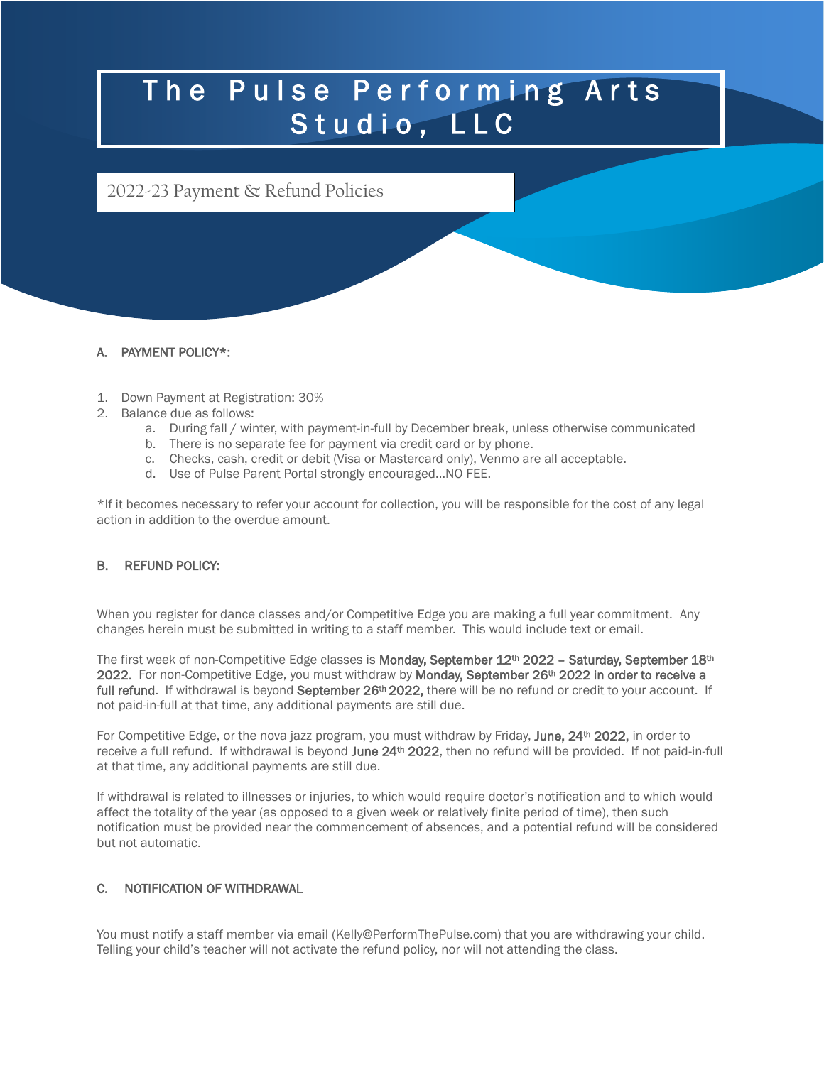# The Pulse Performing Arts Studio, LLC

## 2022-23 Payment & Refund Policies

### A. PAYMENT POLICY*:

1. Down Payment at Registration: 30%
2. Balance due as follows:
   a. During fall / winter, with payment-in-full by December break, unless otherwise communicated
   b. There is no separate fee for payment via credit card or by phone.
   c. Checks, cash, credit or debit (Visa or Mastercard only), Venmo are all acceptable.
   d. Use of Pulse Parent Portal strongly encouraged…NO FEE.

*If it becomes necessary to refer your account for collection, you will be responsible for the cost of any legal action in addition to the overdue amount.

### B. REFUND POLICY:

When you register for dance classes and/or Competitive Edge you are making a full year commitment. Any changes herein must be submitted in writing to a staff member. This would include text or email.

The first week of non-Competitive Edge classes is **Monday, September 12th 2022 – Saturday, September 18th 2022.** For non-Competitive Edge, you must withdraw by **Monday, September 26th 2022 in order to receive a full refund**. If withdrawal is beyond **September 26th 2022,** there will be no refund or credit to your account. If not paid-in-full at that time, any additional payments are still due.

For Competitive Edge, or the nova jazz program, you must withdraw by Friday, **June, 24th 2022,** in order to receive a full refund. If withdrawal is beyond **June 24th 2022**, then no refund will be provided. If not paid-in-full at that time, any additional payments are still due.

If withdrawal is related to illnesses or injuries, to which would require doctor's notification and to which would affect the totality of the year (as opposed to a given week or relatively finite period of time), then such notification must be provided near the commencement of absences, and a potential refund will be considered but not automatic.

### C. NOTIFICATION OF WITHDRAWAL

You must notify a staff member via email (Kelly@PerformThePulse.com) that you are withdrawing your child. Telling your child's teacher will not activate the refund policy, nor will not attending the class.